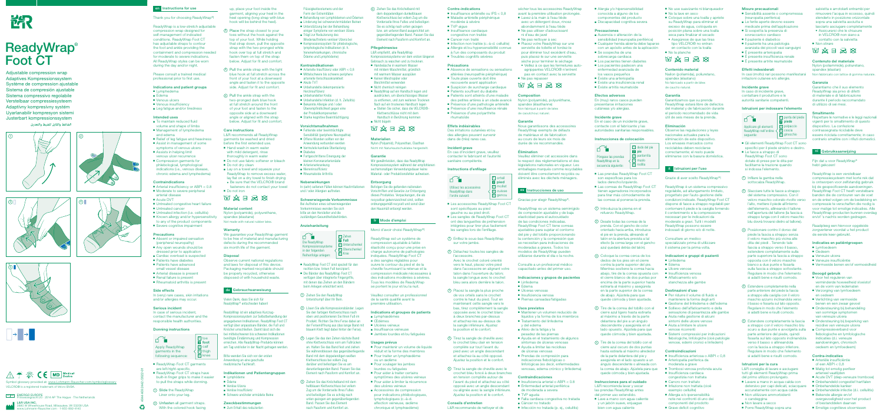# ReadyWrap® Foot CT

Adjustable compression wrap
Adaptives Kompressionssystem
Système de compression ajustable
Sistema de compresión ajustable
Sistema compressivo regolabile
Verstelbaar compressiesysteem
Adaptivny kompresivny systém
Ljustrasbart kompressionssystem
الضاغط والقابل للضبط والتعديل

Symbol glossary provided at: www.Lohmann-Rauscher.com/symbolglossary
VELCRO® is a registered trademark of Velcro BVBA.

EMERGO EUROPE
Prinsessegracht 20 · 2514 AP The Hague · The Netherlands

L&R USA INC.
3880 W Wheelhouse Road, Milwaukee, WI 53208 USA
www.Lohmann-Rauscher.com · 1-800-882-6740

## en Instructions for use

Thank you for choosing ReadyWrap®!

ReadyWrap is a low-stretch adjustable compression wrap designed for self-management of indicated conditions. ReadyWrap Foot CT has adjustable straps to contour the foot and ankle providing the containment and compression needed for moderate to severe indications. All ReadyWrap styles can be worn during the day and/or night.

Please consult a trained medical professional prior to first use.

### Indications and patient groups
- Lymphedema
- Edema
- Venous ulcers
- Venous insufficiency
- Leg fatigue and/or tiredness

### Intended uses
- To maintain reduced fluid volume and shape of limbs
- Management of lymphedema and edema
- Relief of leg fatigue and heaviness
- Assist in management of some symptoms of venous ulcers
- Assists in helping limit venous ulcer recurrence
- Compression garments for phlebological, lymphological indications (i.e., venous disease, chronic edema and lymphedema)

### Contraindications
- Arterial insufficiency or ABPI < 0.8
- Moderate to severe peripheral arterial disease
- Acute DVT
- Untreated congestive heart failure
- Untreated cancer
- Untreated infection (i.e. cellulitis)
- Known allergy and/or hypersensitivity to any of the product components
- Severe cognitive impairment

### Precautions
- Absent or impaired sensation (peripheral neuropathy)
- Any open wounds should be dressed prior to application
- Cardiac overload is suspected
- Patients have diabetes
- Patients have advanced small vessel disease
- Arterial disease is present
- Renal failure is present
- Rheumatoid arthritis is present

### Side effects
In (very) rare cases, skin irritations and/or allergies may occur.

### Serious incident
In case of serious incident, contact the manufacturer and the responsible health authorities.

### Donning instructions

Apply ReadyWrap garments in the following sequence:
1. toe
2. foot
3. calf
4. thigh
5. knee

- ReadyWrap Foot CT garments are left/right-specific.
- ReadyWrap Foot CT straps have built-in finger grips to make it easier to pull the straps while donning.

① Slide the ReadyWrap Liner onto your leg.

② Unfasten all garment straps. With the colored hook facing up, place your foot inside the garment, aligning your heel in the heel opening (long strap with blue hook will be behind the heel).

③ Place the strap closest to your toes without the hook against the top of your foot. While holding that strap down, pull the opposite strap with the two-pronged white hook over top at full stretch and fasten them on top of the strap below. Adjust for fit and comfort.

④ Pull the ankle strap with the light blue hook at full stretch across the front of your foot at a downward angle and fasten it to the opposite side. Adjust for fit and comfort.

⑤ Pull the ankle strap with the two-pronged dark blue hook at full stretch around the front of your foot and fasten to the opposite side at a downward angle at the strap below. Adjust for fit and comfort.

### Care instructions
L&R recommends all ReadyWrap garments be washed and dried before the first extended use.
- Hand wash in warm water with mild detergent, rinse thoroughly in warm water
- Do not use fabric softener or bleach
- Do not dry clean
- Lay on a towel and squeeze your ReadyWrap to remove excess water, lay flat on a dry towel to finish drying
  - Be sure that the VELCRO® brand fasteners do not contact your towel
- Do not iron

### Material content
Nylon (polyamide), polyurethane, spandex (elastane)
Not made with natural rubber latex.

### Warranty
We guarantee your ReadyWrap garment to be free of material and manufacturing defects during the recommended six month life of the garment.

### Disposal
Observe current national regulations and laws for disposal of this device. Packaging marked recyclable should be properly recycled, otherwise disposed of with household waste.

## de Gebrauchsanweisung

Vielen Dank, dass Sie sich für ReadyWrap® entschieden haben!

ReadyWrap ist ein adaptives Kurzzug-Kompressionssystem zur Selbstbehandlung der angegebenen Indikationen. ReadyWrap Foot CT verfügt über anpassbare Bänder, die Fuß und Knöchel umschließen. Damit lässt sich die bei mittelschweren bis schweren Indikationen benötigte Entstauung und Kompression erreichen. Alle ReadyWrap-Produkte können am Tag und/oder in der Nacht getragen werden.

Bitte wenden Sie sich vor der ersten Anwendung an eine geschulte medizinische Fachkraft.

### Indikationen und Patientengruppen
- Lymphödeme
- Ödeme
- Venöse Ulcera
- Venöse Insuffizienz
- Schwere und/oder ermüdete Beine

### Zweckbestimmungen
- Zum Erhalt des reduzierten Flüssigkeitsvolumens und der Form der Extremitäten
- Behandlung von Lymphödemen und Ödemen
- Linderung bei schweren/ermüdeten Beinen
- Unterstützung bei der Behandlung einiger Symptome von venösen Ulcera
- Trägt zur Reduzierung des Wiederauftretens venöser Ulcera bei
- Kompressionssystem für phlebologische, lymphologische Indikationen (d. h. Venenerkrankungen, chronische Ödeme und Lymphödeme)

### Kontraindikationen
- Arterielle Insuffizienz oder ABPI < 0,8
- Mittelschwere bis schwere periphere arterielle Verschlusskrankheit
- Akute TVT
- Unbehandelte dekompensierte Herzinsuffizienz
- Unbehandelte Krebs
- Unbehandelte Infektion (z. B. Zellulitis)
- Bekannte Allergie und / oder Überempfindlichkeit gegen eine der Produktkomponenten
- Starke kognitive Beeinträchtigung

### Vorsichtsmaßnahmen
- Fehlende oder beeinträchtigte Sensibilität (periphere Neuropathie)
- Offene Wunden sollten vor der Anwendung verbunden werden
- Vermutete kardiale Überlastung
- Diabetes
- Fortgeschrittene Erkrankung der kleinen Koronararterienäste
- Arterienerkrankung
- Niereninsuffizienz
- Rheumatoide Arthritis

### Nebenwirkungen
In (sehr) seltenen Fällen können Hautirritationen und / oder Allergien auftreten.

### Schwerwiegende Vorkommnisse
Bei Auftreten eines schwerwiegenden Vorkommnisses wenden Sie sich bitte an den Hersteller und die zuständigen Gesundheitsbehörden.

### Anziehanleitung

Die ReadyWrap Kompressionssysteme in der folgenden Reihenfolge anlegen:
1. Zehen
2. Fuß
3. Unterschenkel
4. Oberschenkel
5. Knie

- ReadyWrap Foot CT sind speziell für den rechten bzw. linken Fuß konzipiert.
- Die Bänder des ReadyWrap Foot CT verfügen über integrierte Fingergriffe, mit denen das Ziehen an den Bändern beim Anlegen erleichtert wird.

① Ziehen Sie den ReadyWrap Unterstrumpf über Ihr Bein.

② Lösen Sie alle Kompressionsbänder. Legen Sie den farbigen Klettverschluss nach oben und positionieren Sie Ihren Fuß im Produkt. Richten Sie Ihre Ferse dabei an der Fersenöffnung aus (das lange Band mit blauem Haft liegt hinter der Ferse).

③ Legen Sie das den Zehen nächste Band ohne Klettverschluss vorn am Fußrücken an. Halten Sie das Band fest und ziehen Sie währenddessen das gegenüberliegende Band mit dem doppelzackigen weißen Klettverschluss bei vollem Zug darüber und befestigen Sie es am darunterliegenden Band. Passen Sie das Element nach Passform und Komfort an.

④ Ziehen Sie das Knöchelband mit dem hellblauen Klettverschluss bei vollem Zug um die Vorderseite Ihres Fußes und befestigen Sie es schräg nach unten geneigt am gegenüberliegenden Band. Passen Sie das Element nach Passform und Komfort an.

⑤ Ziehen Sie das Knöchelband mit dem doppelzackigen dunkelblauen Klettverschluss bei vollem Zug um die Vorderseite Ihres Fußes und befestigen Sie es schräg nach unten geneigt am darunterliegenden Band auf der gegenüberliegenden Seite. Passen Sie das Element nach Passform und Komfort an.

### Pflegehinweise
L&R empfiehlt, alle ReadyWrap-Kompressionssysteme vor dem ersten längeren Gebrauch zu waschen und zu trocknen.
- Handwäsche in warmem Wasser mit mildem Waschmittel, gründlich mit warmem Wasser ausspülen
- Keinen Weichspüler oder Bleichmittel verwenden
- Nicht chemisch reinigen
- ReadyWrap auf ein Handtuch legen und ausdrücken, um überschüssiges Wasser zu entfernen, und zum weiteren Trocknen flach auf ein trockenes Handtuch legen
  - Stellen Sie sicher, dass die VELCRO®-Klettverschlüsse nicht mit dem Handtuch in Berührung kommen
- Nicht bügeln

### Materialien
Nylon (Polyamid), Polyurethan, Elasthan
Nicht mit Naturkautschuklatex hergestellt.

### Garantie
Wir gewährleisten, dass das ReadyWrap Kompressionssystem während der empfohlenen sechsmonatigen Verwendungsdauer keine Material- oder Produktionsfehler aufweisen.

### Entsorgung
Befolgen Sie die geltenden nationalen Vorschriften und Gesetze zur Entsorgung dieses Produktes. Verpackungen, die als recyclebar gekennzeichnet sind, sollten ordnungsgemäß recycelt und sonst über den Hausmüll entsorgt werden.

## fr Mode d'emploi

Merci d'avoir choisi ReadyWrap®!

ReadyWrap est un système de compression ajustable à faible élasticité conçu pour une prise en charge autonome de pathologies indiquées. ReadyWrap Foot CT a des sangles réglables pour suivre le contour du pied et de la cheville fournissant la retenue et la compression médicale nécessaires à des indications modérées à sévères. Tous les modèles de ReadyWrap se portent le jour et/ou la nuit.

Veuillez consulter un professionnel de la santé qualifié avant la première utilisation.

### Indications et groupes de patients
- Lymphœdèmes
- Œdèmes
- Ulcères veineux
- Insuffisance veineuse
- Jambes lourdes et/ou fatiguées

### Usages prévus
- Pour maintenir un volume de liquide réduit et la forme des membres
- Pour traiter un lymphœdème ou un œdème
- Pour soulager les jambes lourdes ou fatiguées
- Pour aider à traiter certains symptômes des ulcères veineux
- Pour aider à limiter la récurrence des ulcères veineux
- Accessoires de compression pour indications phlébologiques, lymphologiques (c.-à-d. affection veineuse, œdème chronique et lymphœdème)

### Contre-indications
- Insuffisance artérielle ou IPS < 0,8
- Maladie artérielle périphérique modérée à sévère
- TVP aiguë
- Insuffisance cardiaque congestive non traitée
- Cancer non traité
- Infection non traitée (c.-à-d. cellulite)
- Allergie et/ou hypersensibilité connue à l'un des composants du produit
- Troubles cognitifs sévères

### Précautions
- Absence de sensations ou sensations altérées (neuropathie périphérique)
- Toute plaie ouverte doit être recouverte avant application
- Suspicion de surcharge cardiaque
- Patients souffrant du diabète
- Patients sont atteints d'une maladie des petites artères à un stade avancé
- Présence d'une pathologie artérielle
- Présence d'une insuffisance rénale
- Présence d'une polyarthrite rhumatoïde

### Effets indésirables
Des irritations cutanées et/ou des allergies peuvent survenir dans de (très) rares cas.

### Incident grave
En cas d'incident grave, veuillez contacter le fabricant et l'autorité sanitaire compétente.

### Instructions d'enfilage

Utilisez les accessoires ReadyWrap dans l'ordre suivant :
1. orteil
2. pied
3. mollet
4. cuisse
5. genou

- Les accessoires ReadyWrap Foot CT sont spécifiques au pied gauche ou au pied droit.
- Les sangles de ReadyWrap Foot CT ont des languettes de préhension intégrées pour tirer plus facilement les sangles lors de l'enfilage.

① Enfilez le sous-bas ReadyWrap sur votre jambe.

② Détachez toutes les sangles de l'accessoire. Avec le crochet coloré orienté vers le haut, placez votre pied dans l'accessoire en alignant votre talon dans l'ouverture du talon; la sangle longue avec le crochet bleu sera alors derrière le talon.

③ Placez la sangle la plus proche de vos orteils sans le crochet contre le haut du pied. Tout en maintenant cette sangle vers le bas, tirez complètement la sangle opposée avec le crochet blanc à deux branches par-dessus et attachez-les au-dessus de la sangle inférieure. Ajustez la position et le confort.

④ Tirez la sangle de cheville avec le crochet bleu clair en tension complète sur tout l'avant du pied avec un angle descendant et attachez-la au côté opposé. Ajustez la position et le confort.

⑤ Tirez la sangle de cheville avec le crochet bleu foncé à deux branches en tension complète autour de l'avant du pied et attachez au côté opposé avec un angle descendant ou alignée avec la sangle inférieure. Ajustez la position et le confort.

### Conseils d'entretien
L&R recommande de nettoyer et de sécher tous les accessoires ReadyWrap avant la première utilisation prolongée.
- Lavez à la main à l'eau tiède avec un détergent doux, rincez abondamment à l'eau tiède
- Ne pas utiliser d'assouplissant ni d'eau de javel
- Ne pas nettoyer à sec
- Placez votre ReadyWrap sur une serviette de toilette et tordez-le pour éliminer l'excédent d'eau, puis placez-le sur une serviette sèche pour terminer le séchage
  - Veillez à ce que les fermetures auto-agrippantes VELCRO® n'entrent pas en contact avec la serviette
- Ne pas repasser

### Composition
Nylon (polyamide), polyuréthane, spandex (élasthanne)
Non fabriqué à partir de latex de caoutchouc naturel.

### Garantie
Nous garantissons des accessoires ReadyWrap exempts de défauts de matériaux et de fabrication au cours de leur durée de vie recommandée de six mois.

### Élimination
Veuillez éliminer cet accessoire dans le respect des réglementations et des législations nationales en vigueur. Les emballages marqués comme recyclables doivent être correctement recyclés ou éliminés avec les déchets ménagers.

## es Instrucciones de uso

Gracias por elegir ReadyWrap®!

ReadyWrap es un sistema ceñimiento de compresión ajustable y de baja elasticidad para el autocuidado de las condiciones indicadas. ReadyWrap Foot CT tiene correas ajustables que contornean el pie y el tobillo proporcionando la contención y la compresión que se necesitan para indicaciones de moderadas a graves. Todos los modelos de ReadyWrap pueden utilizarse durante el día o la noche.

Consulte a un profesional médico capacitado antes del primer uso.

### Indicaciones y grupos de pacientes
- Linfedema
- Edema
- Úlceras venosas
- Insuficiencia venosa
- Piernas cansadas/fatigadas

### Usos previstos
- Mantener un volumen reducido de líquidos y la forma de los miembros
- Tratamiento del linfedema y del edema
- Alivio de la fatiga y la pesadez de las piernas
- Ayuda en el tratamiento de algunos síntomas de úlceras venosas
- Ayuda a limitar las recidivas de úlceras venosas
- Prendas de compresión para indicaciones flebológicas o linfológicas (es decir, enfermedades venosas, edema crónico y linfedema)

### Contraindicaciones
- Insuficiencia arterial o ABPI < 0,8
- Enfermedad arterial periférica de moderada a severa
- TVP aguda
- Falla cardiaca congestiva no tratada
- Cáncer no tratado
- Infección no tratada (p. ej., celulitis)
- Alergia y/o hipersensibilidad conocida a alguno de los componentes del producto
- Discapacidad cognitiva severa

### Precauciones
- Ausencia o alteración de la sensibilidad (neuropatía periférica)
- Cualquier herida abierta debe taparse con un apósito antes de la aplicación
- Se sospecha de una sobrecarga cardíaca
- Los pacientes tienen diabetes
- Los pacientes padecen una enfermedad avanzada de los vasos pequeños
- Existe una arteriopatía
- Existe una insuficiencia renal
- Existe artritis reumatoide

### Efectos adversos
En (muy) raros casos pueden presentarse irritaciones cutáneas y/o alergias.

### Incidente grave
En el caso de un incidente grave, contacte con el fabricante y las autoridades sanitarias responsables.

### Instrucciones de colocación

Póngase las prendas ReadyWrap en la secuencia siguiente:
1. dedo del pie
2. pie
3. pantorrilla
4. muslo
5. rodilla

- Las prendas ReadyWrap Foot CT son específicas para los lados derecho/izquierdo.
- Las correas de ReadyWrap Foot CT tienen agarraderas incorporadas para tirar más fácilmente de las correas al ponerse la prenda.

① Introduzca la pierna en el refuerzo ReadyWrap.

② Desate todas las correas de la prenda. Con el gancho de color orientado hacia arriba, introduzca el pie en la prenda, alineando el talón en la abertura prevista a tal efecto (la correa larga con el gancho azul quedará detrás del talón).

③ Coloque la correa cerca de los dedos de los pies sin el cierre contra la parte superior del pie. Mientras sostiene la correa hacia abajo, tire de la correa opuesta con el cierre blanco de dos puntas por encima de la parte superior hasta estirarla al máximo y asegúrela en la parte superior de la correa de abajo. Ajústela para que quede cómoda y bien ajustada.

④ Tire de la correa del tobillo con el cierre azul ligero hasta estirarla al máximo a través de la parte delantera del pie a un ángulo descendente y asegúrela en el lado opuesto. Ajústela para que quede cómoda y bien ajustada.

⑤ Tire de la correa del tobillo con el cierre azul oscuro de dos puntas hasta estirarla al máximo alrededor de la parte delantera del pie y asegúrela en el lado opuesto a un ángulo descendente o alineada con la correa de abajo. Ajústela para que quede cómoda y bien ajustada.

### Instrucciones para el cuidado
L&R recomienda lavar y secar las prendas ReadyWrap antes del primer uso extendido.
- Lave a mano con agua caliente y un jabón suave, enjuague bien con agua caliente
- No use suavizante ni blanqueador
- No la lave en seco
- Coloque sobre una toalla y apriete su ReadyWrap para eliminar el exceso de agua, colóquela en posición plana sobre una toalla seca para finalizar el secado
  - Asegúrese de que las tiras tipo VELCRO® no entran en contacto con la toalla
- No la planche

### Contenido material
Nailon (poliamida), poliuretano, spandex (elastano)
No fabricado a partir de látex de caucho natural.

### Garantía
Garantizamos que su prenda ReadyWrap estará libre de defectos del material y de fabricación durante el periodo recomendado de vida útil de seis meses de la prenda.

### Eliminación
Observe las regulaciones y leyes nacionales actuales para la eliminación de este dispositivo. Los envases marcados como reciclables deben reciclarse correctamente; el resto puede eliminarse con la basura doméstica.

## it Istruzioni per l'uso

Grazie di aver scelto ReadyWrap®!

ReadyWrap è un sistema compressivo regolabile, ad allungamento limitato, progettato per l'auto-gestione delle condizioni indicate. ReadyWrap Foot CT dispone di fasce a strappo regolabili per conformare il piede e la caviglia fornendo il contenimento e la compressione necessari per le indicazioni da moderate a gravi. Tutti i modelli ReadyWrap possono essere indossati di giorno e/o di notte.

Consultare un medico specializzato prima di utilizzare il sistema per la prima volta.

### Indicazioni e gruppi di pazienti
- Linfedema
- Edema
- Ulcere venose
- Insufficienza venosa
- Affaticamento e/o stanchezza alle gambe

### Destinazioni d'uso
- Per ridurre il volume di fluido e mantenere la forma degli arti
- Gestione del linfedema e dell'edema
- Sollievo dall'affaticamento e della sensazione di pesantezza alle gambe
- Aiuta nella gestione di alcuni sintomi delle ulcere venose
- Aiuta a limitare le ulcere venose ricorrenti
- Sistemi compressivi per indicazioni flebologiche, linfologiche (ossia patologie venose, edema cronico e linfedemi)

### Controindicazioni
- Insufficienza arteriosa o ABPI < 0,8
- Arteriopatia periferica da moderata a grave
- Trombosi venosa profonda acuta
- Insufficienza cardiaca congestizia non trattata
- Cancro non trattato
- Infezione non trattata (come esempio cellulite)
- Allergia e/o ipersensibilità note nei confronti di uno dei componenti del prodotto
- Gravi deficit cognitivi

### Misure precauzionali
- Sensibilità assente o compromessa (neuropatia periferica)
- Le ferite aperte devono essere medicate prima dell'applicazione
- Si sospetta la presenza di sovraccarico cardiaco
- I pazienti è diabetico
- Il paziente ha una patologia avanzata dei piccoli vasi sanguigni
- È presente arteriopatia
- È presente insufficienza renale
- È presente artrite reumatoide

### Effetti indesiderati
In casi (molto) rari possono manifestarsi irritazioni cutanee e/o allergie.

### Incidente grave
In caso di incidente grave, contattare il produttore e le autorità sanitarie competenti.

### Istruzioni per indossare l'elemento

Applicare gli elementi ReadyWrap nell'ordine seguente:
1. parte del piede
2. piede
3. polpaccio
4. coscia
5. ginocchio

- Gli elementi ReadyWrap Foot CT sono specifici per il piede sinistro e destro.
- Le fasce a strappo di ReadyWrap Foot CT sono dotate di prese per le dita per facilitarne la trazione quando si indossa l'elemento.

① Infilare la gamba nella sottocalza ReadyWrap.

② Staccare tutte le fasce a strappo del sistema compressivo. Con il velcro maschio colorato rivolto verso l'alto, mettere il piede all'interno dell'elemento, allineando il tallone nell'apertura del tallone (la fascia a strappo lunga con il velcro maschio blu dovrà trovarsi dietro al tallone).

③ Posizionare contro il dorso del piede la fascia a strappo senza il velcro maschio più vicina alle dita del piede. Tenendo tale fascia a strappo verso il basso, estendere completamente sulla parte superiore la fascia a strappo opposta con il velcro maschio bianco a due punte e fissarla sulla fascia a strappo sottostante. Regolare in modo che l'elemento si adatti bene e risulti comodo.

④ Estendere completamente nella parte anteriore del piede la fascia a strappo alla caviglia con il velcro maschio azzurro inclinando verso il basso e fissarla sul lato opposto. Regolare in modo che l'elemento si adatti bene e risulti comodo.

⑤ Estendere completamente la fascia a strappo con il velcro maschio blu scuro a due punte e avvolgerla sulla parte anteriore del piede, quindi fissarla sul lato opposto inclinandola verso il basso o allineandola con la fascia a strappo inferiore. Regolare in modo che l'elemento si adatti bene e risulti comodo.

### Istruzioni per la cura
L&R consiglia di lavare e asciugare tutti gli elementi ReadyWrap prima del primo utilizzo prolungato.
- Lavare a mano in acqua calda con detersivo per capi delicati, sciacquare accuratamente con acqua calda
- Non utilizzare ammorbidenti o candeggina
- Non lavare a secco
- Porre ReadyWrap sopra una salvietta e arrotolarli entrambi per rimuovere l'acqua in eccesso, quindi stenderlo in posizione orizzontale sopra una salvietta asciutta e lasciarlo asciugare completamente
  - Assicurarsi che le chiusure in VELCRO® non siano a contatto con la salvietta
- Non stirare

### Contenuto del materiale
Nylon (poliammide), poliuretano, spandex (elastan)
Non fabbricato con lattice di gomma naturale.

### Garanzia
Garantiamo che il suo elemento ReadyWrap sia privo di difetti di materiale e di fabbricazione durante il periodo raccomandato di utilizzo di sei mesi.

### Smaltimento
Rispettare le normative e le leggi nazionali vigenti per lo smaltimento di questo dispositivo. La confezione contrassegnata riciclabile deve essere riciclata correttamente, in caso contrario smaltire con i rifiuti domestici.

## nl Gebruiksaanwijzing

Fijn dat u voor ReadyWrap® hebt gekozen!

ReadyWrap is een verstelbaar compressiesysteem met korte rek dat is ontworpen voor zelfstandig gebruik bij de geïndiceerde aandoeningen. ReadyWrap Foot CT heeft verstelbare banden die de contouren van de voet en de enkel volgen om de bedekking en compressie te verschaffen die nodig is voor matige tot ernstige indicaties. Alle ReadyWrap-producten kunnen overdag en/of 's nachts worden gedragen.

Raadpleeg een hiervoor opgeleide zorgverlener voordat u het product de eerste keer gebruikt.

### Indicaties en patiëntgroepen
- Lymfoedeem
- Oedeem
- Veneuze ulcera
- Veneuze insufficiëntie
- Vermoeide benen en/of vermoeidheid

### Beoogd gebruik
- Voor het reguleren van verminderde hoeveelheid vloeistof en de vorm van ledematen
- Verzorging van lymfoedeem en oedeem
- Verlichting van vermoeide benen en een zwaar gevoel
- Ondersteuning bij behandeling van sommige symptomen van veneuze ulcera
- Ondersteuning bij beperking van recidief van veneuze ulcera
- Compressieartikel voor flebologische en lymfologische indicaties (d.i. veneuze aandoeningen, chronisch oedeem en lymfoedeem)

### Contra-indicaties
- Arteriële insufficiëntie of een ABPI < 0,8
- Matig tot ernstig perifeer arterieel vaatlijden
- Acute DVT (diep-veneuze trombose)
- Onbehandeld congestief hartfalen
- Onbehandelde kanker
- Onbehandelde infectie (d.i. cellulitis)
- Bekende allergie en/of overgevoeligheid voor het product of bestanddelen daarvan
- Ernstige cognitieve stoornissen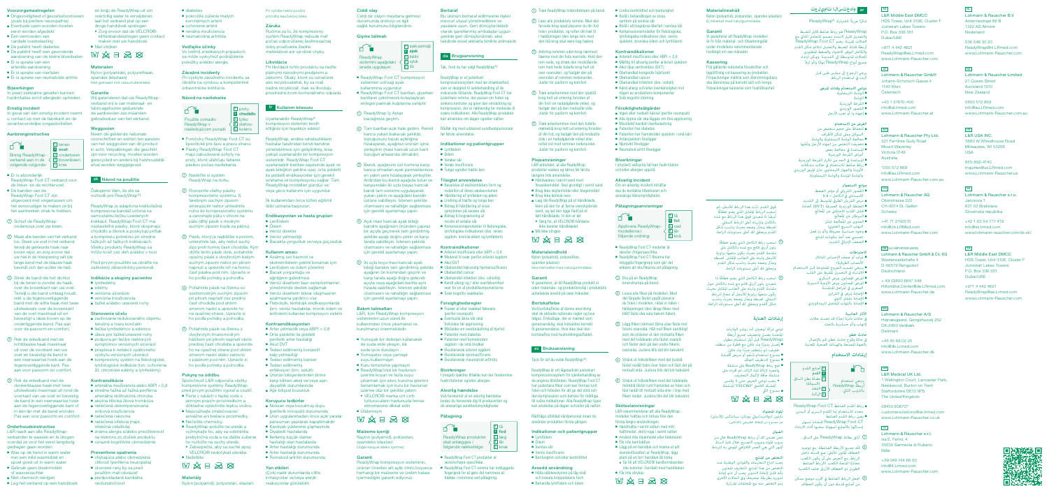## Voorzorgsmaatregelen

- Ongeoefeligheid of gevoelstoornissen (zoals bij perifere neuropathie)
- Eventuele open wonden moeten eerst worden afgedekt.
- Een niet-ronde/ovale vorm van het been/de arm kan tot ongelijkmatige druk leiden.
- De patiënt heeft een gevorderde aandoening van de kleine bloedvaten.
- Er is sprake van een arteriële aandoening.
- Er is sprake van een vochtige of lekkende huidaandoening.

## Bijwerkingen

In zeer zeldzame gevallen kunnen huidirritaties en/of allergieën optreden.

## Ernstig incident

In geval van een ernstig incident neemt u contact op met de fabrikant en de verantwoordelijke zorgautoriteiten.

## Aanbrengingsinstructies

Breng ReadyWrap-verband aan in de volgende volgorde:

1. teen
2. voet
3. onderbeen
4. bovenbeen
5. knie

- Er is afzonderlijk ReadyWrap Foot CT-verband voor de tenen- en de voetbereiken.
- De banden van de ReadyWrap Foot CT zijn uitgevoerd met velcroband om het eenvoudiger te maken ze bij het aanbrengen strak te trekken.

1. Schuif de ReadyWrap-onderkous over uw been.

2. Maak alle banden van het verband los. Steek uw voet in het verband terwijl de gekleurde hiel naar boven wijst en zorg ervoor dat uw hiel in de hielopening valt (de lange band met de extra stuk velcro bevindt zich aan achter de hiel).

3. Strek de band die het dichtst bij de tenen is zonder de naad, over de bovenkant van uw voet. Terwijl u de band omlaag houdt, rekt u de tegenoverliggende band met de extra haak met hetzelfde spanning over de bovenkant van de voet en bevestigt u deze vervolgens aan de onderliggende band. Pas aan voor comfort.

4. Rek de enkelband met de lichtblauwe haak maximaal uit over de voorkant van uw voet en bevestig de band in een neerwaartse hoek aan de tegenoverliggende kant. Pas aan voor comfort.

5. Rek de enkelband met de donkerblauwe haak met twee uitsteeksels maximaal uit rond de voorkant van uw voet en bevestig de band in een neerwaartse hoek aan de tegenoverliggende kant en in één lijn met de band erboven. Pas aan voor comfort.

## Onderhoudsinstructies

L&R raadt aan alle ReadyWrap-verbanden te wassen en te drogen voordat ze voor het eerst langdurig gedragen gaan worden.

- Was op de hand in warm water met een mild wasmiddel en spoel goed uit in warm water.
- Gebruik geen bleekmiddel of wasverzachter.
- Niet chemisch reinigen.
- Leg het verband op een handdoek en knijp de ReadyWrap uit om overtollig water te verwijderen; laat het verband plat op een droge handdoek opdrogen.
- Zorg ervoor dat de VELCRO®-klittenbandsluitingen geen contact maken met uw handdoek.
- Niet strijken.

## Materialen

Nylon (polyamide), polyurethaan, spandex (elastaan). Niet gemaakt met natuurrubberlatex.

## Garantie

Wij garanderen dat uw ReadyWrap-verband vrij is van materiaal- of fabricagefouten gedurende de aanbevolen zes maanden gebruiksduur van het verband.

## Weggooien

Neem de geldende nationale voorschriften en wetten ten aanzien van het weggooien van dit product in acht. Verpakkingen die geschikt zijn voor recycling, moeten worden gerecycled en anders bij huishoudelijk afval worden weggegooid.

## sk Návod na použitie

Ďakujeme Vám, že ste sa rozhodli pre ReadyWrap®!

ReadyWrap je adaptívna krátkoťažná kompresná bandáž určená na samostatnú liečbu končatinových miazí. ReadyWrap Foot CT má nastaviteľné pásiky, ktoré obopínajú chodidlo a členok a poskytujú priľnák a kompresiu potrebnú pri stredne ťažkých až ťažkých indikáciách. Všetky produkty ReadyWrap sa môžu nosiť cez deň aj v noci.

Pred prvým použitím sa obráťte na zaškolený zdravotnícky personál.

## Indikácie a skupiny pacientov

- lymfedém
- edémy
- venózne ulcerácie
- venózna insuficiencia
- ťažké a/alebo unavené nohy

## Stanovenie účelu

- zachovanie redukovaného objemu tekutiny v tkane končatín
- liečba lymfedému a edémov
- úľava pre ťažké/unavené nohy
- podpora pri liečbe nekrozných symptómov venóznych ulcerácií
- prispieva k redukcii opätovného vývoja venóznych ulcerácií
- kompresný systém na flebologické, lymfologické indikácie (izr., ochorenia žil, chronický edém a lymfedém)

## Kontraindikácie

- arteriálna insuficiencia alebo ABPI < 0,8
- stredne ťažká až ťažká periférna arteriálna obštrukčná choroba
- akútna hlboká žilová trombóza
- neliečená dekompenzovaná srdcová insuficiencia
- neliečená rakovina
- neliečená infekcia (napr. infekčná celulitída)
- známa alergia a/alebo precitlivenosť na niektorú zo zložiek produktu
- výrazné kognitívne obmedzenie

## Preventívne opatrenia

- chýbajúca alebo obmedzená citlivosť (periférna neuropatia)
- otvorené rany by sa pred použitím mali ošetriť
- progredujúcimi kardiálna nedostatočnosť
- diabetes
- pokročilé ochorenia malých arterií
- ochorenie artérií
- renálna insuficiencia
- reumatoidná artritída

## Vedľajšie účinky

Vo veľmi zriedkavých prípadoch sa môže vyskytnúť podráždenie pokožky a/alebo alergie.

## Závažné incidenty

Pri výskyte závažného incidentu sa obráťte na výrobcu a kompetentné zdravotnícke inštitúcie.

## Návod na nasiezanie

Použite ovinadlo ReadyWrap v nasledujúcom poradí:

1. prsty
2. chodidlo
3. lýtko
4. stehno
5. koleno

- Pomôcky ReadyWrap Foot CT sú špecifické pre časti prstov a chodidiel.
- Pásiky ReadyWrap Foot CT majú zakončenie suchým zipsom, aby sa dali jednoduchšie napnúť.

1. Navlečte si systém ReadyWrap na nohu.

2. Rozopnite všetky pásiky kompresného systému. S farebnou suchým zipsom smerujúcim nahor umiestnite nohu do kompresného systému a zaroveň pridržte pätu v otvore na pätu (dlhý pásik s extra suchým zipsom bude za pätou).

3. Pásik, ktorý je najbližšie k prstom, umiestnite tak, aby nebol suchý zips proti hornej časti chodidla. Kým držíte tento pásik dole, potiahnite opačný pásik s dvojhrotým kolíkom suchým zipsom tak isto po prstom nahorú a upevnite ich na hornú časť pásiku pod ním. Upravte si ho podľa potreby a pohodlia.

4. Potiahnite pásik na členku so svetlomodrým suchým zipsom pri prirom napnutí cez prednú časť chodidla pod uhlom smerom nadol k opačnej strane. Upravte si ho podľa potreby a pohodlia.

5. Potiahnite pásik na členku s dvojhrotým tmavomodrým háčikom pri prirom napnutí okolo prednej časti chodidla a upevnite ho na opačnej strane pod uhlom smerom nadol alebo zarovno s pásikom nad ním. Upravte si ho podľa potreby a pohodlia.

## Pokyny na údržbu

Spoločnosť L&R odporúča všetky kompresívne systémy ReadyWrap pred prvým použitím vyprať a osušiť.

- Perte v rukách v teplej vode s jemným pracím prostriedkom a dôkladne opláchnite teplou vodou.
- Nepoužívajte zmäkčovadlo/ avivážne ani bielaice prostriedky.
- Nečistite chemicky.
- ReadyWrap položte na uterák a vytlmakajte ho, aby sa odstránila prebytočná voda a na rovno položenom uteráku ho nechajte vyschnúť.
- Zabezpečte, aby sa suché zipsy VELCRO® nedotýkali uteráka.
- Nežehlite.

## Materiály

Nylon (polyamid), polyuretán, elastan. Pri výrobe nebol použitý prírodný kaučukový latex.

## Záruka

Ručíme za to, že kompresívny systém ReadyWrap nebude mať počas odporúčanej šesťmesačnej doby používania žiadne materiálové ani výrobné chyby.

## Likvidácia

Pri likvidácii tohto produktu sa riaďte platnými národnými predpismi a zákonmi. Obaly, ktoré sú vhodné na recykláciu, by sa mali recyklovať, inak sa likvidujú prostredníctvom komunálneho odpadu.

## tr Kullanım kılavuzu

Uyarlanabilir ReadyWrap® kompresyon sistemini tercih ettiğiniz için teşekkür ederiz!

ReadyWrap, endikasyon tedavisinde hastalar tarafından kendi kendine yönetilebilmesi için geliştirilmiş, kısa çekişli uyarlanabilir bir kompresyon sistemidir. ReadyWrap Foot CT ayarlanabilir bantlara sayesinde ayak ve ayak bileğinin şekline uyar, orta şiddetli ila şiddetli endikasyonlar için gereken sarılma ve kompresyonu sağlar. Tüm ReadyWrap ürünleri gündüz ve/ veya gece kullanım için uygundur.

İlk kullanımdan önce lütfen eğitimli tıbbi uzmana başvurun.

## Endikasyonlar ve hasta grupları

- Lenfödem
- Ödem
- Venöz ülserler
- Venöz yetmezlik
- Bacakta yorgunluk ve/veya güçsüzlük

## Kullanım amacı

- Azalmış sıvı hacminin ve ekstremitelerin şeklini korumak için
- Lenfödem ve ödem yönetimi
- Bacak yorgunluğu ve ağırlığının giderilmesi
- Venöz ülserlerin bazı semptomlarının yönetiminde destek sağlamak
- Venöz ülserlerin tekrar oluşmasının azaltılmasına yardımcı olur
- Flebolojik, lenfolojik endikasyonlarda (tırn. venöz hastalıklar, kronik ödem ve lenfödem) kullanılan kompresyon sistemi

## Kontraendikasyonları

- Arter yetmezliği veya ABPI < 0,8
- Orta şiddetli ile şiddetli periferik arter hastalığı
- Akut DVT
- Tedavi edilmemiş konjestif kalp yetmezliği
- Tedavi edilmemiş kanser
- Tedavi edilmemiş enfeksiyon (örn. selülit)
- Ürünün bileşenlerinden birine karşı bilinen alerji ve/veya aşırı duyarlılık durumlarında
- Ağır bilişsel bozukluk

## Koruyucu tedbirler

- Neuropati veya bozulmuş duyu (periferik nöropati) durumunda
- Ürün uygulanmadan önce açık yaralar pansuman yapılarak kapatılmalıdır
- Kardiyak yükleme gelişmekte
- Diyabetli hastalarda
- İlerlemiş küçük damar hastalığı olan hastalarda
- Arter hastalığı durumunda
- Romatoid artritin durumunda

## Yan etkileri

Çok nadir durumlarda cilte irritasyonlar ve/veya alerjik reaksiyonlar görülebilir.

## Ciddi olay

Ciddi bir olayın meydana gelmesi durumunda üreticiyi ve ilgili sağlık kurumunu bilgilendirin.

## Giyme talimatı

ReadyWrap sistemini aşağıdaki sırada uygulayın:

1. ayak parmağı
2. ayak
3. baldır
4. uyluk
5. diz

- ReadyWrap Foot CT kompresyon sistemleri sol/sağ ayak kullanımına uygundur.
- ReadyWrap Foot CT bantları, giyerken bantların çekilmesini kolaylaştıran ekstra bir parmak tutacağına sahiptir.

1. ReadyWrap İç Astarı bacağınıza geçirin.

2. Tüm bantları açık hale getirin. Renkli kenca yukarı bakacak şekilde, topuğunuzu topuk açıklığına hizalayarak, ayağınızı ürünün içine yerleştirin (meşe kancalı uzun bant topuğun arkasında olmalıdır).

3. Bandı, ayağınızın üst kısmına kancayı ayak parmaklarının eksi parçası ile çekmeden bandı tam esnemeye uygulayarak yukarı çekin ve ayağınızın bandın üstüne sabitleyin. İstenen şekilde olumsaları ve rahatlığın sağlanması için gerekli ayarlamayı yapın.

4. Açık mavi kancalı ayak bileği bandını ayağınızın önünden çaprazı ve düz aşağı taraf karşılarak esnetin ve sabitleyin. İstenen şekilde olumsaları ve rahatlığın sağlanması için gerekli ayarlamayı yapın.

5. İki uçlu koyu mavi kancalı ayak bileği bandını tam gerdirilmiş şekilde ayağınız ön kısmından geçirin ve karşı tarafa aşağı doğru çekerek açıyla veya ayağınızın bantla aynı hizada sabitleyin. İstenen şekilde olumsaları ve rahatlığın sağlanması için gerekli ayarlamayı yapın.

## Bakım talimatları

L&R, tüm ReadyWrap kompresyon sistemlerinin uzun süreli ilk kullanımından önce yıkanmasını ve kurutulmasını önermektedir.

- Yumuşak bir deterjan kullanarak ılık suda elde yıkayın, ılık suda iyice durulayın.
- Yumuşatıcı veya çamaşır suyu kullanmayın.
- Kuru temizleme yapmayın.
- ReadyWrap'ı düz bir havlunun üzerine koyun ve fazla suyun çıkarmak için ekerk, havluna sürerek tamamlamak için kuru bir havlunun üzerine düz bir şekilde serin.
  - VELCRO® marka cırt cırtlı tutturucuların havluyla temas etmemesini dikkat edin.
- Ütülemeyin.

## Malzeme içeriği

Naylon (poliamid), poliüretan, spandeks (elastan). Doğal kauçuk lateks içermez.

## Garanti

ReadyWrap kompresyon sisteminin, ürünün önerilen altı aylık ömrü boyunca herhangi bir malzeme ve üretim hatası içermediğini garanti ediyoruz.

## Bertaraf

Bu ürünün bertaraf edilmesine ilişkin mevcut ulusal yönetmeliklere ve yasalara uyun. Geri dönüştürülebilir ambalajlar uygun şekilde geri dönüştürülmeli, aksi takdirde evsel atıklarla birlikte atılmalıdır.

## dk Brugsanvisning

Tak, fordi du har valgt ReadyWrap®!

ReadyWrap er et justerbart kompressionssystem med lav strækbarhed, som er designet til selvbehandling af de indicerede tilstande. ReadyWrap Foot CT har justerbare remme, der passer om foden og ankelen/omkring ankel og giver den omslutning og kompression, der er nødvendig for moderate til svære indikationer. Alle ReadyWrap produkter kan anvendes om dagen og/eller natten.

Rådfør dig med uddannet sundhedspersonale før første anvendelse.

## Indikationer og patientgrupper

- Lymfødem
- Ødem
- Venøse sår
- Venøs insufficiens
- Tunge og/eller trætte ben

## Tilsigtet anvendelse

- Bevarelse af ekstremitetens form og reduktion af deres væskevolumen
- Håndtering af lymfødem og ødem
- Lindring af trætte og tunge ben
- Bidrag til håndtering af visse symptomer på venøse sår
- Bidrag til begrænsning af recidiv af venøse sår
- Kompressionsprodukter til flebologiske, lymfologiske indikationer (inkl. venøs og/den, kronisk ødem og lymfødem)

## Kontraindikationer

- Arteriel insufficiens eller ABPI < 0,8
- Moderat til svær perifer arteriel sygdom
- Akut DVT
- Ubehandlet hjerteinsufficiens
- Ubehandlet cancer
- Ubehandlet infektion (eks. cellulitis)
- Kendt allergi og / eller overfølsomhed over for en af produktkomponenterne
- Svær kognitiv svækkelse

## Forsigtighedsregler

- Følelsesløshed eller nedsat følelse (perifer neuropati)
- Eventuelle åbne sår skal forbindes før applicering
- Afstande sår i ventilen/rørspyling af kvindet
- Patienter med diabetes
- Patienter med fremskreden sygdom i de små blodkar
- Bestående arteriel sygdom
- Bestående reumatoid arthritis

## Bivirkninger

I (meget) sjældne tilfælde kan der forekomme hudirritationer og/eller allergier.

## Alvorlig hændelse

Ved forekomst af en alvorlig hændelse bedes du henvende dig til producenten og de ansvarlige sundhedsmyndigheder.

## Påtagning

Påfør ReadyWrap-produkter skal anlægges i følgende rækkefølge:

1. tå
2. fod
3. læg
4. lår
5. knæ

- ReadyWrap Foot CT produkter er venstre/højre-specifikke.
- ReadyWrap Foot CT-remme har indbyggede fingergreb for at gøre det nemmere at trække i remmene ved påtagning.

1. Træk ReadyWrap-inderstrømpen på benet.

2. Løsn alle produktets remme. Med den farvede krog rettet opad placeres foden i produktet, og sørger din hæl til hælåbningen (den lange rem med den lille krog skal være bag hælen).

3. Afstrøg remmen nærmest tæerne uden at den farvede krog rettes mod den øverste fod, skal den bagude tynde ind med strækken og krog mod forfoden og fastgør den på den modstående rem. Hold den nede mens du drager og den modstående rem med ekstra krog strækkes i forskellig spænding over enden af foden, Justér for pasform og komfort.

4. Træk ankelremmen med den lyseblå krog helt ud omkring foreden af foden og fastgør den med en nedadgående vinkel til den modsatte side. Justér for pasform og komfort.

5. Træk ankelremmen med den todelte mørkeblå krog helt ud omkring foreden af din fod, og fastgør den på modsatte side i en nedadgående vinkel eller ret/tæt ind med remmen ovenover. Justér for pasform og komfort.

## Plejeanvisninger

L&R anbefaler, at alle ReadyWrap produkter vaskes og tørres før første langvarig brug.

- Håndvaskes i varmt vand med finvaskemiddel. Skyl grundigt i varmt vand.
- Brug ikke skyllemiddel eller blegemiddel
- Brug ikke kemisk rens.
- Læg din ReadyWrap på et håndklæde, klem på den for at fjerne overskydende vand, og lad den ligge fladt på et tørt håndklæde, til den er tør.
  - Sørg for, at VELCRO® båndene ikke berører håndklædet.
- Må ikke stryges.

## Materialeindhold

Nylon (polyamid), polyuretan, elastan. Ikke fremstillet med naturgummilatex.

## Garanti

Vi garanterer, at dit ReadyWrap produkt er uden materiale- og produktionsfejl i produktets anbefalede levetid på seks måneder.

## Bortskaffelse

Ved bortskaffelse af denne anordning skal de aktuelle nationale regler og love følges. Emballage, der er beregnet som genanvendelig, skal indsamles korrekt til genanvendelse. Hvis ikke skal den bortskaffes med husholdningsaffaldet.

## se Bruksanvisning

Tack för att du valde ReadyWrap®!

ReadyWrap är ett låg-elastiskt justerbart kompressionssystem för självbehandling av de angivna tillstånden. ReadyWrap Foot CT har justerbara fliksar som omsluter foten och fotleden för att ge det stöd och den kompression som behövs för måttliga till svåra indikationer. Alla ReadyWrap-typer kan användas på dagen och/eller på natten.

Rådfråga utbildad hälsopersonal innan du använder produkten första gången.

## Indikationer och patientgrupper

- Lymfödem
- Ödem
- Venösa sår
- Venös insufficiens
- Benlymfe/stasiska/de benbesvär

## Avsedd användning

- Hålla volymreduceringen på lågt sätt och bevara extremitetens form
- Behandla lymfödem och ödem
- Lindra benbesvär och tunga ben
- Bidrar i behandlingen av vissa symtom på venösa sår
- Bidrar till att minska risken för återfall i venösa sår
- Kompressionsprodukter för flebologiska, lymfologiska indikationer (inkl. venös sjukdom, kroniska ödem och lymfödem)

## Kontraindikationer

- Arteriell insufficiens eller ABPI < 0,8
- Måttlig till allvarlig perifer arteriell sjukdom
- Akut djup ventrombos (DVT)
- Obehandlad kongestiv hjärtsvikt
- Obehandlad cancer
- Obehandlad infektion (t.ex. cellulit)
- Känd allergi och/eller överkänslighet mot någon av produktens komponenter
- Svår kognitiv störning

## Försiktighetsåtgärder

- Ingen eller nedsatt känsel (perifer neuropati)
- Alla öppna sår ska läggas om före applicering
- Missfärgad karditet överbelastning
- Patienten har diabetes
- Patienten har framskriden sjukdom i små kärl
- Artärsjukdom föreligger
- Reumatoid artrit föreligger

## Biverkningar

I mycket sällsynta fall kan hudirritation och/eller allergier uppstå.

## Allvarlig incident

Om en allvarlig incident inträffar ska du kontakta tillverkaren och ansvariga hälsomyndigheter.

## Påtagningsanvisningar

Applicera ReadyWrap-modellerna i följande ordning:

1. tå
2. fot
3. vad
4. lår
5. knä

- ReadyWrap Foot CT-modeller är vänster-/högerspecifika.
- ReadyWrap Foot CT-fliksarna har inbyggda fingergrepp som gör det enklare att dra fliksarna vid påtagningen.

1. Dra på en ReadyWrap innerstrumpa på benet.

2. Lossa alla fliksar på modellen. Med det färgade fästet uppåt placerar du foten i modellen, riktar in hälen i hälöppningen (den långa fliken med blått fäste ska vara bakom hälen).

3. Lägg fliken närmast tårna utan fäste mot fotens ovansida. Håll ned fliken samtidigt som du drar/dra ut den motsatta fliken med det tvådelade extra fästet ovanpå, och fäster dem på den undre fliken. Justera för passform och komfort.

4. Sträck ut fotledsfliken med det ljusblå fästet maximalt över fotens övre framdel och fäst det på motsatt sida, snett nedåt. Justera för passform och komfort.

5. Sträck ut fotledsfliken med det tvådelade mörkblå fästet runt framsidan av foten och fäst med det på motsatta sida eller i linje med fliken ovan. Justera för passform och komfort.

## Skötselanvisningar

L&R rekommenderar att alla ReadyWrap-modeller tvättas och torkas före den första längre användningen.

- Handtvätta i varmt vatten med milt tvättmedel, skölj noga i varmt vatten.
- Använd inte sköljmedel eller blekmedel.
- Får inte kemtvättas
- Lägg på ett handduk och krama ut all överskottsvatten ur ReadyWrap, lägg plant på en torr handduk att torka.
  - Se till att VELCRO® kardborrebanden inte kommer i kontakt med handduken.
- Får inte strykas.

## Materialinnehåll

Nylon (polyamid), polyuretan, spandex (elastan). Ej tillverkad med naturgummilatex.

## Garanti

Vi garanterar att ReadyWrap-modellen är fri från material- och tillverkningsfel under modellens rekommenderade livslängd om sex månader.

## Kassering

Följ gällande nationella föreskrifter och lagstiftning vid kassering av produkten. Förpackningar märkta som återvinningsbara ska återvinnas på korrekt sätt och övriga förpackningar kasseras som hushållsavfall.

## ar تعليمات الاستخدام

شكرًا لاختيارك ®ReadyWrap!

ReadyWrap هو ربطة ضاغطة قابلة للضبط ذات قابلية تمدد قصيرة مصممة للعلاج الذاتي من الحالات المحددة. ReadyWrap Foot CT يحتوي على أشرطة قابلة للضبط تلتف حول القدم والكاحل وتوفر الاحتواء والضغط اللازمين للحالات المتوسطة إلى الشديدة. جميع منتجات ReadyWrap يمكن ارتداؤها ليلًا و/أو نهارًا.

يرجى الرجوع إلى مختص طبي قبل البدء في الاستخدام لأول مرة.

## دواعي الاستعمال وفئات المرضى

- الوذمة اللمفية
- الوذمة
- القرح الوريدية
- القصور الوريدي
- الساقين المتعبتين و/أو الثقيلتين

## الغرض من الاستخدام

- الحفاظ على حجم منخفض من السوائل وشكل الأطراف
- معالجة الوذمة اللمفية والوذمة
- تخفيف التعب أو الثقل في الساقين
- المساعدة في معالجة بعض أعراض القرح الوريدية
- المساعدة في تقليل تكرار القرح الوريدية
- ربطة ضاغطة للاستخدام في حالات الأمراض الوريدية واللمفاوية (تشمل أمراض الأوردة والوذمة المزمنة والوذمة اللمفية)

## موانع الاستعمال

- القصور الشرياني أو مؤشر الضغط الكاحلي العضدي ABPI < 0.8
- مرض الشرايين الطرفية المتوسط إلى الشديد
- الجلطة الوريدية العميقة الحادة (DVT)
- قصور القلب الاحتقاني غير المعالج
- السرطان غير المعالج
- العدوى غير المعالجة (مثل التهاب النسيج الخلوي)
- الحساسية المعروفة و/أو فرط الحساسية تجاه أي من مكونات المنتج
- الضعف الإدراكي الشديد

## الاحتياطات

- غياب أو ضعف الإحساس (اعتلال الأعصاب الطرفية)
- ينبغي تضميد الجروح المفتوحة قبل الاستخدام
- الأشكال غير الطبيعية للساق أو الذراع
- المرضى المصابون بمرض السكري
- المرضى المصابون بأمراض متقدمة في الأوعية الدموية الصغيرة
- الإصابة بمرض في الشرايين
- الإصابة بالتهاب المفاصل الروماتويدي

## الآثار الجانبية

في حالات نادرة للغاية قد تحدث حالات تهيج الجلد و/أو حساسية.

## حادث خطير

في حالة وقوع حادث خطير، يرجى الاتصال بالمصنع والجهات الصحية المختصة.

## إرشادات الاستخدام

ضع أربطة ReadyWrap بالترتيب التالي:

1. أصابع القدم
2. القدم
3. عضلة الساق
4. الفخذ
5. الركبة

- منتجات ReadyWrap Foot CT مخصصة للقدم اليسرى أو اليمنى.
- أشرطة ReadyWrap Foot CT تحتوي على مقبض إضافي لتسهيل الشد أثناء الارتداء.

1. ارتدِ البطانة الداخلية لـ ReadyWrap على الساق.

2. فك جميع الأشرطة. مع توجيه الخطاف الملون لأعلى، ضع قدمك داخل المنتج مع محاذاة الكعب مع فتحة الكعب (يجب أن يكون الشريط الطويل ذو الخطاف الإضافي خلف الكعب).

3. اسحب الشريط الأقرب إلى الأصابع فوق الجزء العلوي من القدم. مع تثبيت الشريط لأسفل، اسحب الشريط المقابل ذي الخطاف الإضافي بنفس الشد فوق أعلى القدم وثبته على الشريط السفلي. اضبطه للحصول على الملاءمة والراحة.

4. اسحب شريط الكاحل ذي الخطاف الأزرق الفاتح بأقصى شد عبر مقدمة القدم وثبته بزاوية نحو الأسفل على الجانب المقابل. اضبطه للحصول على الملاءمة والراحة.

5. اسحب شريط الكاحل ذي الخطاف الأزرق الداكن ذي الطرفين بأقصى شد حول مقدمة القدم وثبته على الجانب المقابل بزاوية نحو الأسفل أو بمحاذاة الشريط الذي فوقه. اضبطه للحصول على الملاءمة والراحة.

## تعليمات العناية

توصي L&R بغسل جميع منتجات ReadyWrap وتجفيفها قبل الاستخدام الممتد لأول مرة.

- اغسل يدويًا في ماء دافئ بمنظف معتدل، واشطفه جيدًا بالماء الدافئ.
- لا تستخدم المبيضات أو منعمات الأقمشة.
- لا تقم بالتنظيف الجاف.
- ضع ReadyWrap على منشفة واعصره لإزالة الماء الزائد، ثم اتركه ليجف على منشفة جافة بشكل مسطح.
  - تأكد من عدم ملامسة أشرطة VELCRO® للمنشفة.
- لا تقم بالكي.

## محتوى المواد

نايلون (بولي أميد)، بولي يوريثان، سباندكس (إيلاستان). لم يُصنع باستخدام مطاط اللاتكس الطبيعي.

## الضمان

نضمن أن يكون منتج ReadyWrap الخاص بك خاليًا من عيوب المواد والتصنيع خلال فترة الاستخدام الموصى بها وهي ستة أشهر.

## التخلص من المنتج

يجب اتباع التعليمات والقوانين الوطنية عند التخلص من هذا المنتج. ينبغي إعادة تدوير العبوات القابلة لإعادة التدوير بشكل صحيح، وإلا يجب التخلص منها مع النفايات المنزلية.

---

**AE** L&R Middle East DMCC
HDS Tower, Unit 3106, Cluster F
Jumeirah Lakes Towers
P.O. Box 336 351
Dubai/UAE
+971 4 442 4621
ReadyWrap@ae.LRmed.com
www.Lohmann-Rauscher.com

**AT** Lohmann & Rauscher GmbH
Johann-Schorsch-Gasse 4
1140 Wien
Österreich
+43 1 57670-400
info@at.LRmed.com
www.Lohmann-Rauscher.at

**AU** Lohmann & Rauscher Pty. Ltd.
321 Ferntree Gully Road
Mount Waverley
Victoria 3149
Australia
1300 572 669
info@au.LRmed.com
www.Lohmann-Rauscher.com.au

**CH** Lohmann & Rauscher AG
Oberstrasse 222
CH-8014 St. Gallen
Schweiz
+41 71 2742570
info@ch.LRmed.com
www.Lohmann-Rauscher.ch

**DE** Lohmann & Rauscher GmbH & Co. KG
Westerwaldstraße 4
D-56579 Rengsdorf
Deutschland
+ 49 (0)800 6647 548
Hilfsmittel.Center@de.LRmed.com
www.Lohmann-Rauscher.de

**DK** Lohmann & Rauscher A/S
Højnæsgaard, Gongehusvej 252
DK-2950 Vedbæk
Danmark
+45 45 89 02 25
info@dk.LRmed.com
www.Lohmann-Rauscher.dk

**GB** L&R Medical UK Ltd.
1 Wellington Court, Lancaster Park,
Needwood, Burton on Trent
Staffordshire DE13 9PS
The United Kingdom
08450 606707
customersolutions@uk.LRmed.com
www.Lohmann-Rauscher.co.uk

**IT** Lohmann & Rauscher s.r.l.
via E. Fermi, 4
35030 Sarmeola di Rubano
Italia
+39 049 744 66 00
info@it.LRmed.com
www.Lohmann-Rauscher.com

**NL** Lohmann & Rauscher B.V
Antennestraat 66 B
1322 AS Almere
Nederland
036 548 30 20
ReadyWrap@nl.LRmed.com
www.Lohmann-Rauscher.nl

**NZ** Lohmann & Rauscher Ltd
21 Queen Street
Auckland 1010
New Zealand
0800 572 669
info@nz.LRmed.com
www.Lohmann-Rauscher.co.nz

**US** L&R USA INC.
3880 W Wheelhouse Road
Milwaukee, WI 53208
USA
855-892-4140
inquiries@us.LRmed.com
www.Lohmann-Rauscher.us

**SK** Lohmann & Rauscher s.r.o.
Jarossova 1
831 03 Bratislava
Slovenská republika
+421 2 02 54 777 419
info@sk.LRmed.com
www.Lohmann-Rauscher.com/sk-sk/

**AE** L&R Middle East DMCC
HDS Tower, Unit 3106, Cluster F
Jumeirah Lakes Towers
P.O. Box 336 351
Dubai/UAE
+971 4 442 4621
ReadyWrap@ae.LRmed.com
www.Lohmann-Rauscher.com